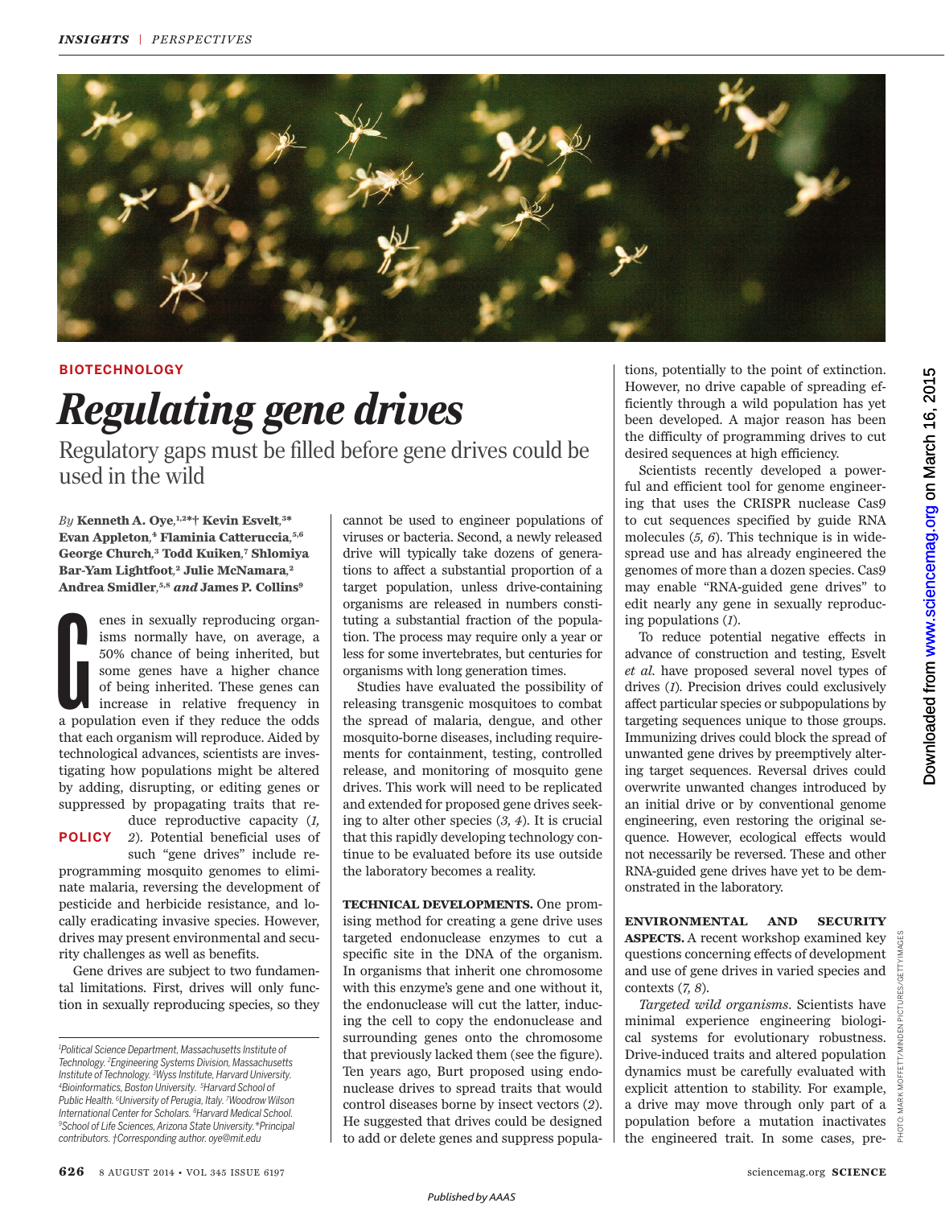BIOTECHNOLOGY

# *Regulating gene drives*

Regulatory gaps must be filled before gene drives could be used in the wild

*By* **Kenneth A. Oye**,[1,2*†] **Kevin Esvelt**,[3*] **Evan Appleton**,[4] **Flaminia Catteruccia**,[5,6] **George Church**,[3] **Todd Kuiken**,[7] **Shlomiya Bar-Yam Lightfoot**,[2] **Julie McNamara**,[2] **Andrea Smidler**,[5,8] *and* **James P. Collins**[9]

POLICY

Genes in sexually reproducing organisms normally have, on average, a 50% chance of being inherited, but some genes have a higher chance of being inherited. These genes can increase in relative frequency in a population even if they reduce the odds that each organism will reproduce. Aided by technological advances, scientists are investigating how populations might be altered by adding, disrupting, or editing genes or suppressed by propagating traits that reduce reproductive capacity (*1, 2*). Potential beneficial uses of such "gene drives" include reprogramming mosquito genomes to eliminate malaria, reversing the development of pesticide and herbicide resistance, and locally eradicating invasive species. However, drives may present environmental and security challenges as well as benefits.

Gene drives are subject to two fundamental limitations. First, drives will only function in sexually reproducing species, so they cannot be used to engineer populations of viruses or bacteria. Second, a newly released drive will typically take dozens of generations to affect a substantial proportion of a target population, unless drive-containing organisms are released in numbers constituting a substantial fraction of the population. The process may require only a year or less for some invertebrates, but centuries for organisms with long generation times.

Studies have evaluated the possibility of releasing transgenic mosquitoes to combat the spread of malaria, dengue, and other mosquito-borne diseases, including requirements for containment, testing, controlled release, and monitoring of mosquito gene drives. This work will need to be replicated and extended for proposed gene drives seeking to alter other species (*3, 4*). It is crucial that this rapidly developing technology continue to be evaluated before its use outside the laboratory becomes a reality.

**TECHNICAL DEVELOPMENTS.** One promising method for creating a gene drive uses targeted endonuclease enzymes to cut a specific site in the DNA of the organism. In organisms that inherit one chromosome with this enzyme's gene and one without it, the endonuclease will cut the latter, inducing the cell to copy the endonuclease and surrounding genes onto the chromosome that previously lacked them (see the figure). Ten years ago, Burt proposed using endonuclease drives to spread traits that would control diseases borne by insect vectors (*2*). He suggested that drives could be designed to add or delete genes and suppress populations, potentially to the point of extinction. However, no drive capable of spreading efficiently through a wild population has yet been developed. A major reason has been the difficulty of programming drives to cut desired sequences at high efficiency.

Scientists recently developed a powerful and efficient tool for genome engineering that uses the CRISPR nuclease Cas9 to cut sequences specified by guide RNA molecules (*5, 6*). This technique is in widespread use and has already engineered the genomes of more than a dozen species. Cas9 may enable "RNA-guided gene drives" to edit nearly any gene in sexually reproducing populations (*1*).

To reduce potential negative effects in advance of construction and testing, Esvelt *et al.* have proposed several novel types of drives (*1*). Precision drives could exclusively affect particular species or subpopulations by targeting sequences unique to those groups. Immunizing drives could block the spread of unwanted gene drives by preemptively altering target sequences. Reversal drives could overwrite unwanted changes introduced by an initial drive or by conventional genome engineering, even restoring the original sequence. However, ecological effects would not necessarily be reversed. These and other RNA-guided gene drives have yet to be demonstrated in the laboratory.

**ENVIRONMENTAL AND SECURITY ASPECTS.** A recent workshop examined key questions concerning effects of development and use of gene drives in varied species and contexts (*7, 8*).

*Targeted wild organisms*. Scientists have minimal experience engineering biological systems for evolutionary robustness. Drive-induced traits and altered population dynamics must be carefully evaluated with explicit attention to stability. For example, a drive may move through only part of a population before a mutation inactivates the engineered trait. In some cases, pre-

[1]Political Science Department, Massachusetts Institute of Technology. [2]Engineering Systems Division, Massachusetts Institute of Technology. [3]Wyss Institute, Harvard University. [4]Bioinformatics, Boston University. [5]Harvard School of Public Health. [6]University of Perugia, Italy. [7]Woodrow Wilson International Center for Scholars. [8]Harvard Medical School. [9]School of Life Sciences, Arizona State University. *Principal contributors. †Corresponding author. oye@mit.edu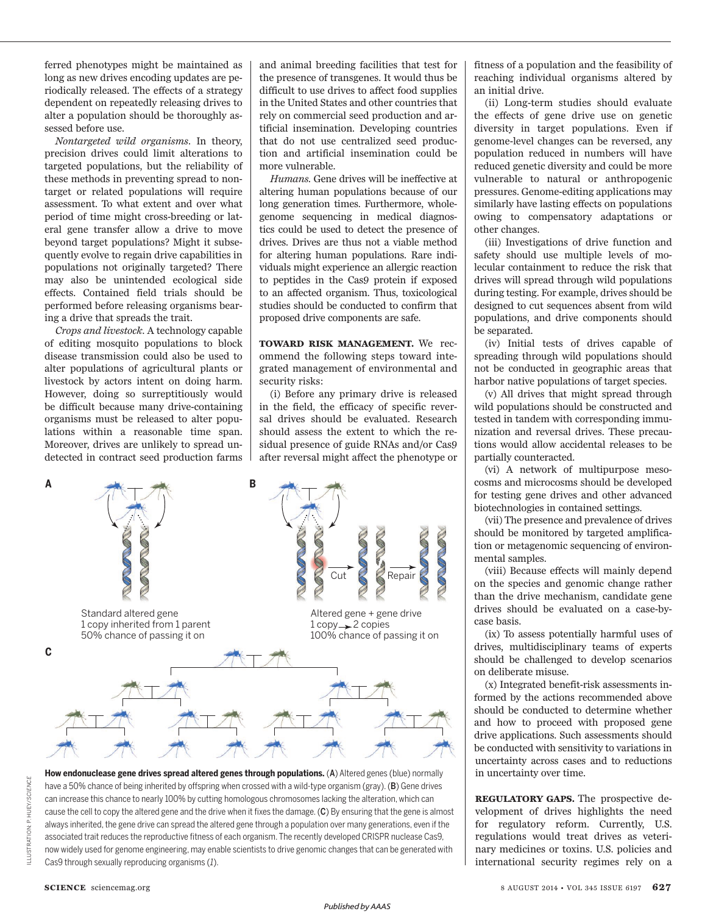ferred phenotypes might be maintained as long as new drives encoding updates are periodically released. The effects of a strategy dependent on repeatedly releasing drives to alter a population should be thoroughly assessed before use.

*Nontargeted wild organisms.* In theory, precision drives could limit alterations to targeted populations, but the reliability of these methods in preventing spread to nontarget or related populations will require assessment. To what extent and over what period of time might cross-breeding or lateral gene transfer allow a drive to move beyond target populations? Might it subsequently evolve to regain drive capabilities in populations not originally targeted? There may also be unintended ecological side effects. Contained field trials should be performed before releasing organisms bearing a drive that spreads the trait.

*Crops and livestock.* A technology capable of editing mosquito populations to block disease transmission could also be used to alter populations of agricultural plants or livestock by actors intent on doing harm. However, doing so surreptitiously would be difficult because many drive-containing organisms must be released to alter populations within a reasonable time span. Moreover, drives are unlikely to spread undetected in contract seed production farms and animal breeding facilities that test for the presence of transgenes. It would thus be difficult to use drives to affect food supplies in the United States and other countries that rely on commercial seed production and artificial insemination. Developing countries that do not use centralized seed production and artificial insemination could be more vulnerable.

*Humans.* Gene drives will be ineffective at altering human populations because of our long generation times. Furthermore, whole-genome sequencing in medical diagnostics could be used to detect the presence of drives. Drives are thus not a viable method for altering human populations. Rare individuals might experience an allergic reaction to peptides in the Cas9 protein if exposed to an affected organism. Thus, toxicological studies should be conducted to confirm that proposed drive components are safe.

**TOWARD RISK MANAGEMENT.** We recommend the following steps toward integrated management of environmental and security risks:

(i) Before any primary drive is released in the field, the efficacy of specific reversal drives should be evaluated. Research should assess the extent to which the residual presence of guide RNAs and/or Cas9 after reversal might affect the phenotype or fitness of a population and the feasibility of reaching individual organisms altered by an initial drive.

(ii) Long-term studies should evaluate the effects of gene drive use on genetic diversity in target populations. Even if genome-level changes can be reversed, any population reduced in numbers will have reduced genetic diversity and could be more vulnerable to natural or anthropogenic pressures. Genome-editing applications may similarly have lasting effects on populations owing to compensatory adaptations or other changes.

(iii) Investigations of drive function and safety should use multiple levels of molecular containment to reduce the risk that drives will spread through wild populations during testing. For example, drives should be designed to cut sequences absent from wild populations, and drive components should be separated.

(iv) Initial tests of drives capable of spreading through wild populations should not be conducted in geographic areas that harbor native populations of target species.

(v) All drives that might spread through wild populations should be constructed and tested in tandem with corresponding immunization and reversal drives. These precautions would allow accidental releases to be partially counteracted.

(vi) A network of multipurpose mesocosms and microcosms should be developed for testing gene drives and other advanced biotechnologies in contained settings.

(vii) The presence and prevalence of drives should be monitored by targeted amplification or metagenomic sequencing of environmental samples.

(viii) Because effects will mainly depend on the species and genomic change rather than the drive mechanism, candidate gene drives should be evaluated on a case-by-case basis.

(ix) To assess potentially harmful uses of drives, multidisciplinary teams of experts should be challenged to develop scenarios on deliberate misuse.

(x) Integrated benefit-risk assessments informed by the actions recommended above should be conducted to determine whether and how to proceed with proposed gene drive applications. Such assessments should be conducted with sensitivity to variations in uncertainty across cases and to reductions in uncertainty over time.

**REGULATORY GAPS.** The prospective development of drives highlights the need for regulatory reform. Currently, U.S. regulations would treat drives as veterinary medicines or toxins. U.S. policies and international security regimes rely on a

**How endonuclease gene drives spread altered genes through populations.** (**A**) Altered genes (blue) normally have a 50% chance of being inherited by offspring when crossed with a wild-type organism (gray). (**B**) Gene drives can increase this chance to nearly 100% by cutting homologous chromosomes lacking the alteration, which can cause the cell to copy the altered gene and the drive when it fixes the damage. (**C**) By ensuring that the gene is almost always inherited, the gene drive can spread the altered gene through a population over many generations, even if the associated trait reduces the reproductive fitness of each organism. The recently developed CRISPR nuclease Cas9, now widely used for genome engineering, may enable scientists to drive genomic changes that can be generated with Cas9 through sexually reproducing organisms (*1*).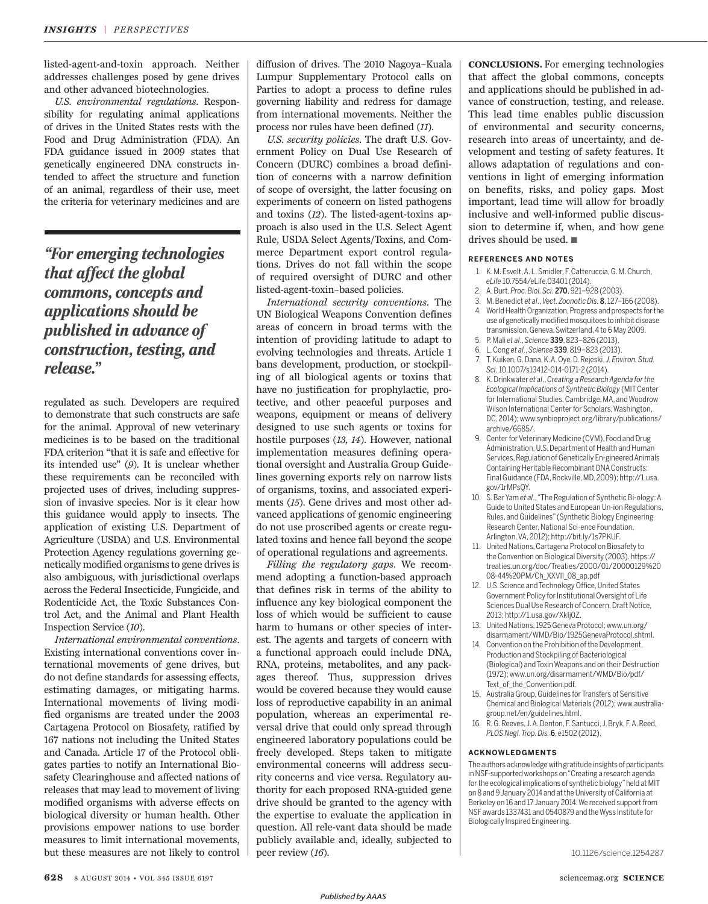listed-agent-and-toxin approach. Neither addresses challenges posed by gene drives and other advanced biotechnologies.

*U.S. environmental regulations*. Responsibility for regulating animal applications of drives in the United States rests with the Food and Drug Administration (FDA). An FDA guidance issued in 2009 states that genetically engineered DNA constructs intended to affect the structure and function of an animal, regardless of their use, meet the criteria for veterinary medicines and are regulated as such. Developers are required to demonstrate that such constructs are safe for the animal. Approval of new veterinary medicines is to be based on the traditional FDA criterion "that it is safe and effective for its intended use" (*9*). It is unclear whether these requirements can be reconciled with projected uses of drives, including suppression of invasive species. Nor is it clear how this guidance would apply to insects. The application of existing U.S. Department of Agriculture (USDA) and U.S. Environmental Protection Agency regulations governing genetically modified organisms to gene drives is also ambiguous, with jurisdictional overlaps across the Federal Insecticide, Fungicide, and Rodenticide Act, the Toxic Substances Control Act, and the Animal and Plant Health Inspection Service (*10*).

> ***"For emerging technologies that affect the global commons, concepts and applications should be published in advance of construction, testing, and release."***

*International environmental conventions*. Existing international conventions cover international movements of gene drives, but do not define standards for assessing effects, estimating damages, or mitigating harms. International movements of living modified organisms are treated under the 2003 Cartagena Protocol on Biosafety, ratified by 167 nations not including the United States and Canada. Article 17 of the Protocol obligates parties to notify an International Biosafety Clearinghouse and affected nations of releases that may lead to movement of living modified organisms with adverse effects on biological diversity or human health. Other provisions empower nations to use border measures to limit international movements, but these measures are not likely to control diffusion of drives. The 2010 Nagoya–Kuala Lumpur Supplementary Protocol calls on Parties to adopt a process to define rules governing liability and redress for damage from international movements. Neither the process nor rules have been defined (*11*).

*U.S. security policies*. The draft U.S. Government Policy on Dual Use Research of Concern (DURC) combines a broad definition of concerns with a narrow definition of scope of oversight, the latter focusing on experiments of concern on listed pathogens and toxins (*12*). The listed-agent-toxins approach is also used in the U.S. Select Agent Rule, USDA Select Agents/Toxins, and Commerce Department export control regulations. Drives do not fall within the scope of required oversight of DURC and other listed-agent-toxin–based policies.

*International security conventions*. The UN Biological Weapons Convention defines areas of concern in broad terms with the intention of providing latitude to adapt to evolving technologies and threats. Article 1 bans development, production, or stockpiling of all biological agents or toxins that have no justification for prophylactic, protective, and other peaceful purposes and weapons, equipment or means of delivery designed to use such agents or toxins for hostile purposes (*13, 14*). However, national implementation measures defining operational oversight and Australia Group Guidelines governing exports rely on narrow lists of organisms, toxins, and associated experiments (*15*). Gene drives and most other advanced applications of genomic engineering do not use proscribed agents or create regulated toxins and hence fall beyond the scope of operational regulations and agreements.

*Filling the regulatory gaps*. We recommend adopting a function-based approach that defines risk in terms of the ability to influence any key biological component the loss of which would be sufficient to cause harm to humans or other species of interest. The agents and targets of concern with a functional approach could include DNA, RNA, proteins, metabolites, and any packages thereof. Thus, suppression drives would be covered because they would cause loss of reproductive capability in an animal population, whereas an experimental reversal drive that could only spread through engineered laboratory populations could be freely developed. Steps taken to mitigate environmental concerns will address security concerns and vice versa. Regulatory authority for each proposed RNA-guided gene drive should be granted to the agency with the expertise to evaluate the application in question. All relevant data should be made publicly available and, ideally, subjected to peer review (*16*).

**CONCLUSIONS.** For emerging technologies that affect the global commons, concepts and applications should be published in advance of construction, testing, and release. This lead time enables public discussion of environmental and security concerns, research into areas of uncertainty, and development and testing of safety features. It allows adaptation of regulations and conventions in light of emerging information on benefits, risks, and policy gaps. Most important, lead time will allow for broadly inclusive and well-informed public discussion to determine if, when, and how gene drives should be used. ■

### REFERENCES AND NOTES

1. K. M. Esvelt, A. L. Smidler, F. Catteruccia, G. M. Church, *eLife* 10.7554/eLife.03401 (2014).
2. A. Burt, *Proc. Biol. Sci.* **270**, 921–928 (2003).
3. M. Benedict *et al.*, *Vect. Zoonotic Dis.* **8**, 127–166 (2008).
4. World Health Organization, Progress and prospects for the use of genetically modified mosquitoes to inhibit disease transmission, Geneva, Switzerland, 4 to 6 May 2009.
5. P. Mali *et al.*, *Science* **339**, 823–826 (2013).
6. L. Cong *et al.*, *Science* **339**, 819–823 (2013).
7. T. Kuiken, G. Dana, K. A. Oye, D. Rejeski, *J. Environ. Stud. Sci.* 10.1007/s13412-014-0171-2 (2014).
8. K. Drinkwater *et al.*, *Creating a Research Agenda for the Ecological Implications of Synthetic Biology* (MIT Center for International Studies, Cambridge, MA, and Woodrow Wilson International Center for Scholars, Washington, DC, 2014); www.synbioproject.org/library/publications/archive/6685/.
9. Center for Veterinary Medicine (CVM), Food and Drug Administration, U.S. Department of Health and Human Services, Regulation of Genetically En-gineered Animals Containing Heritable Recombinant DNA Constructs: Final Guidance (FDA, Rockville, MD, 2009); http://1.usa.gov/1rMPsQY.
10. S. Bar Yam *et al.*, "The Regulation of Synthetic Bi-ology: A Guide to United States and European Un-ion Regulations, Rules, and Guidelines" (Synthetic Biology Engineering Research Center, National Sci-ence Foundation, Arlington, VA, 2012); http://bit.ly/1s7PKUF.
11. United Nations, Cartagena Protocol on Biosafety to the Convention on Biological Diversity (2003). https://treaties.un.org/doc/Treaties/2000/01/20000129%2008-44%20PM/Ch_XXVII_08_ap.pdf
12. U.S. Science and Technology Office, United States Government Policy for Institutional Oversight of Life Sciences Dual Use Research of Concern, Draft Notice, 2013; http://1.usa.gov/XklJ0Z.
13. United Nations, 1925 Geneva Protocol; www.un.org/disarmament/WMD/Bio/1925GenevaProtocol.shtml.
14. Convention on the Prohibition of the Development, Production and Stockpiling of Bacteriological (Biological) and Toxin Weapons and on their Destruction (1972); www.un.org/disarmament/WMD/Bio/pdf/Text_of_the_Convention.pdf.
15. Australia Group, Guidelines for Transfers of Sensitive Chemical and Biological Materials (2012); www.australiagroup.net/en/guidelines.html.
16. R. G. Reeves, J. A. Denton, F. Santucci, J. Bryk, F. A. Reed, *PLOS Negl. Trop. Dis.* **6**, e1502 (2012).

### ACKNOWLEDGMENTS

The authors acknowledge with gratitude insights of participants in NSF-supported workshops on "Creating a research agenda for the ecological implications of synthetic biology" held at MIT on 8 and 9 January 2014 and at the University of California at Berkeley on 16 and 17 January 2014. We received support from NSF awards 1337431 and 0540879 and the Wyss Institute for Biologically Inspired Engineering.

10.1126/science.1254287